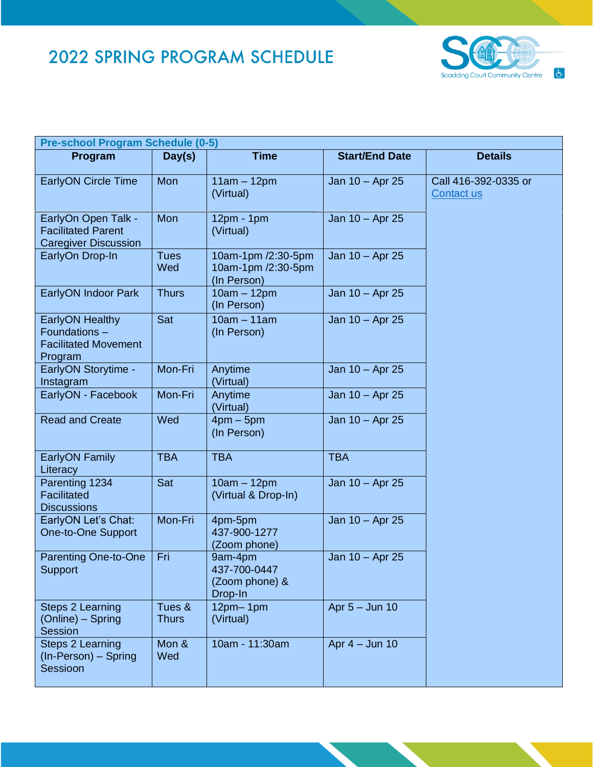# 2022 SPRING PROGRAM SCHEDULE

Scadding Court Community Centre

| Pre-school Program Schedule (0-5) | | | | |
|---|---|---|---|---|
| **Program** | **Day(s)** | **Time** | **Start/End Date** | **Details** |
| EarlyON Circle Time | Mon | 11am – 12pm (Virtual) | Jan 10 – Apr 25 | Call 416-392-0335 or [Contact us]() |
| EarlyOn Open Talk - Facilitated Parent Caregiver Discussion | Mon | 12pm - 1pm (Virtual) | Jan 10 – Apr 25 | |
| EarlyOn Drop-In | Tues Wed | 10am-1pm /2:30-5pm 10am-1pm /2:30-5pm (In Person) | Jan 10 – Apr 25 | |
| EarlyON Indoor Park | Thurs | 10am – 12pm (In Person) | Jan 10 – Apr 25 | |
| EarlyON Healthy Foundations – Facilitated Movement Program | Sat | 10am – 11am (In Person) | Jan 10 – Apr 25 | |
| EarlyON Storytime - Instagram | Mon-Fri | Anytime (Virtual) | Jan 10 – Apr 25 | |
| EarlyON - Facebook | Mon-Fri | Anytime (Virtual) | Jan 10 – Apr 25 | |
| Read and Create | Wed | 4pm – 5pm (In Person) | Jan 10 – Apr 25 | |
| EarlyON Family Literacy | TBA | TBA | TBA | |
| Parenting 1234 Facilitated Discussions | Sat | 10am – 12pm (Virtual & Drop-In) | Jan 10 – Apr 25 | |
| EarlyON Let's Chat: One-to-One Support | Mon-Fri | 4pm-5pm 437-900-1277 (Zoom phone) | Jan 10 – Apr 25 | |
| Parenting One-to-One Support | Fri | 9am-4pm 437-700-0447 (Zoom phone) & Drop-In | Jan 10 – Apr 25 | |
| Steps 2 Learning (Online) – Spring Session | Tues & Thurs | 12pm– 1pm (Virtual) | Apr 5 – Jun 10 | |
| Steps 2 Learning (In-Person) – Spring Sessioon | Mon & Wed | 10am - 11:30am | Apr 4 – Jun 10 | |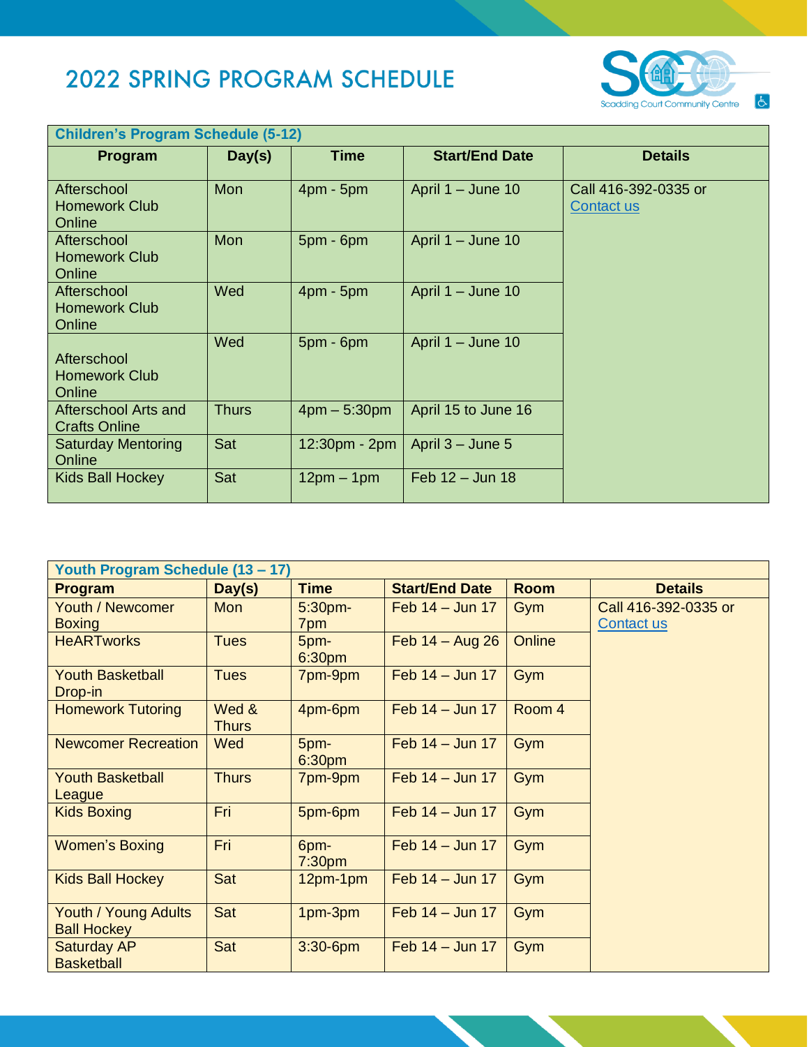# 2022 SPRING PROGRAM SCHEDULE

Scadding Court Community Centre

| Children's Program Schedule (5-12) | | | | |
|---|---|---|---|---|
| **Program** | **Day(s)** | **Time** | **Start/End Date** | **Details** |
| Afterschool Homework Club Online | Mon | 4pm - 5pm | April 1 – June 10 | Call 416-392-0335 or Contact us |
| Afterschool Homework Club Online | Mon | 5pm - 6pm | April 1 – June 10 | |
| Afterschool Homework Club Online | Wed | 4pm - 5pm | April 1 – June 10 | |
| Afterschool Homework Club Online | Wed | 5pm - 6pm | April 1 – June 10 | |
| Afterschool Arts and Crafts Online | Thurs | 4pm – 5:30pm | April 15 to June 16 | |
| Saturday Mentoring Online | Sat | 12:30pm - 2pm | April 3 – June 5 | |
| Kids Ball Hockey | Sat | 12pm – 1pm | Feb 12 – Jun 18 | |

| Youth Program Schedule (13 – 17) | | | | | |
|---|---|---|---|---|---|
| **Program** | **Day(s)** | **Time** | **Start/End Date** | **Room** | **Details** |
| Youth / Newcomer Boxing | Mon | 5:30pm-7pm | Feb 14 – Jun 17 | Gym | Call 416-392-0335 or Contact us |
| HeARTworks | Tues | 5pm-6:30pm | Feb 14 – Aug 26 | Online | |
| Youth Basketball Drop-in | Tues | 7pm-9pm | Feb 14 – Jun 17 | Gym | |
| Homework Tutoring | Wed & Thurs | 4pm-6pm | Feb 14 – Jun 17 | Room 4 | |
| Newcomer Recreation | Wed | 5pm-6:30pm | Feb 14 – Jun 17 | Gym | |
| Youth Basketball League | Thurs | 7pm-9pm | Feb 14 – Jun 17 | Gym | |
| Kids Boxing | Fri | 5pm-6pm | Feb 14 – Jun 17 | Gym | |
| Women's Boxing | Fri | 6pm-7:30pm | Feb 14 – Jun 17 | Gym | |
| Kids Ball Hockey | Sat | 12pm-1pm | Feb 14 – Jun 17 | Gym | |
| Youth / Young Adults Ball Hockey | Sat | 1pm-3pm | Feb 14 – Jun 17 | Gym | |
| Saturday AP Basketball | Sat | 3:30-6pm | Feb 14 – Jun 17 | Gym | |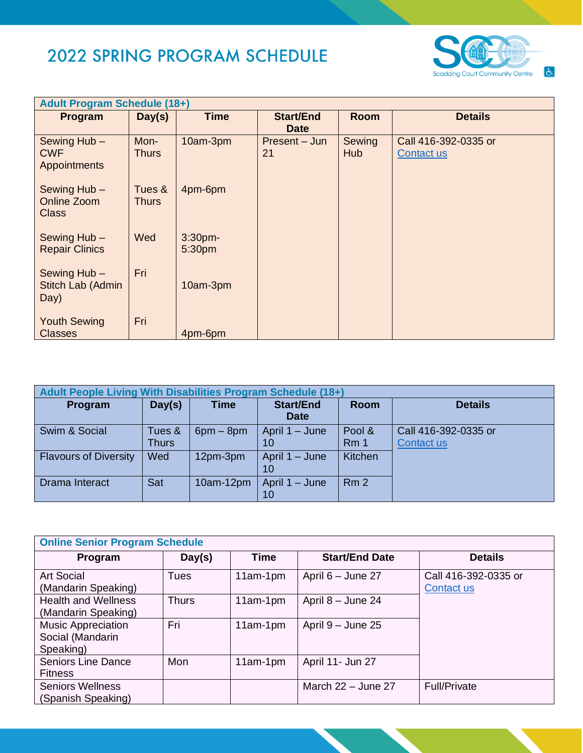# 2022 SPRING PROGRAM SCHEDULE

| Adult Program Schedule (18+) | | | | | |
|---|---|---|---|---|---|
| **Program** | **Day(s)** | **Time** | **Start/End Date** | **Room** | **Details** |
| Sewing Hub – CWF Appointments | Mon-Thurs | 10am-3pm | Present – Jun 21 | Sewing Hub | Call 416-392-0335 or Contact us |
| Sewing Hub – Online Zoom Class | Tues & Thurs | 4pm-6pm | | | |
| Sewing Hub – Repair Clinics | Wed | 3:30pm-5:30pm | | | |
| Sewing Hub – Stitch Lab (Admin Day) | Fri | 10am-3pm | | | |
| Youth Sewing Classes | Fri | 4pm-6pm | | | |

| Adult People Living With Disabilities Program Schedule (18+) | | | | | |
|---|---|---|---|---|---|
| **Program** | **Day(s)** | **Time** | **Start/End Date** | **Room** | **Details** |
| Swim & Social | Tues & Thurs | 6pm – 8pm | April 1 – June 10 | Pool & Rm 1 | Call 416-392-0335 or Contact us |
| Flavours of Diversity | Wed | 12pm-3pm | April 1 – June 10 | Kitchen | |
| Drama Interact | Sat | 10am-12pm | April 1 – June 10 | Rm 2 | |

| Online Senior Program Schedule | | | | |
|---|---|---|---|---|
| **Program** | **Day(s)** | **Time** | **Start/End Date** | **Details** |
| Art Social (Mandarin Speaking) | Tues | 11am-1pm | April 6 – June 27 | Call 416-392-0335 or Contact us |
| Health and Wellness (Mandarin Speaking) | Thurs | 11am-1pm | April 8 – June 24 | |
| Music Appreciation Social (Mandarin Speaking) | Fri | 11am-1pm | April 9 – June 25 | |
| Seniors Line Dance Fitness | Mon | 11am-1pm | April 11- Jun 27 | |
| Seniors Wellness (Spanish Speaking) | | | March 22 – June 27 | Full/Private |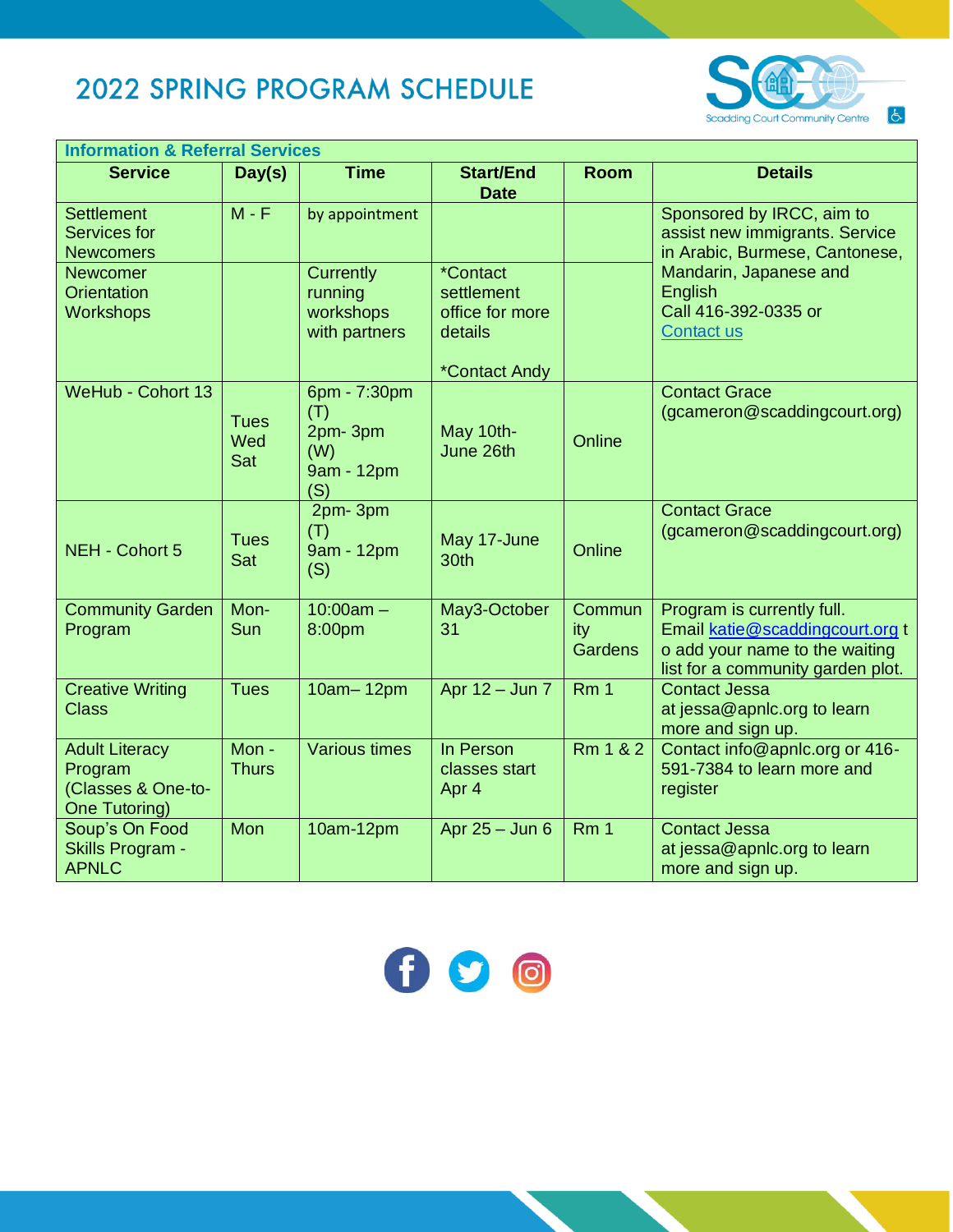# 2022 SPRING PROGRAM SCHEDULE

Scadding Court Community Centre

| Information & Referral Services | | | | | |
|---|---|---|---|---|---|
| **Service** | **Day(s)** | **Time** | **Start/End Date** | **Room** | **Details** |
| Settlement Services for Newcomers | M - F | by appointment | | | Sponsored by IRCC, aim to assist new immigrants. Service in Arabic, Burmese, Cantonese, Mandarin, Japanese and English Call 416-392-0335 or [Contact us]() |
| Newcomer Orientation Workshops | | Currently running workshops with partners | *Contact settlement office for more details *Contact Andy | | |
| WeHub - Cohort 13 | Tues Wed Sat | 6pm - 7:30pm (T) 2pm- 3pm (W) 9am - 12pm (S) | May 10th- June 26th | Online | Contact Grace (gcameron@scaddingcourt.org) |
| NEH - Cohort 5 | Tues Sat | 2pm- 3pm (T) 9am - 12pm (S) | May 17-June 30th | Online | Contact Grace (gcameron@scaddingcourt.org) |
| Community Garden Program | Mon-Sun | 10:00am – 8:00pm | May3-October 31 | Community Gardens | Program is currently full. Email katie@scaddingcourt.org to add your name to the waiting list for a community garden plot. |
| Creative Writing Class | Tues | 10am– 12pm | Apr 12 – Jun 7 | Rm 1 | Contact Jessa at jessa@apnlc.org to learn more and sign up. |
| Adult Literacy Program (Classes & One-to-One Tutoring) | Mon - Thurs | Various times | In Person classes start Apr 4 | Rm 1 & 2 | Contact info@apnlc.org or 416-591-7384 to learn more and register |
| Soup's On Food Skills Program - APNLC | Mon | 10am-12pm | Apr 25 – Jun 6 | Rm 1 | Contact Jessa at jessa@apnlc.org to learn more and sign up. |